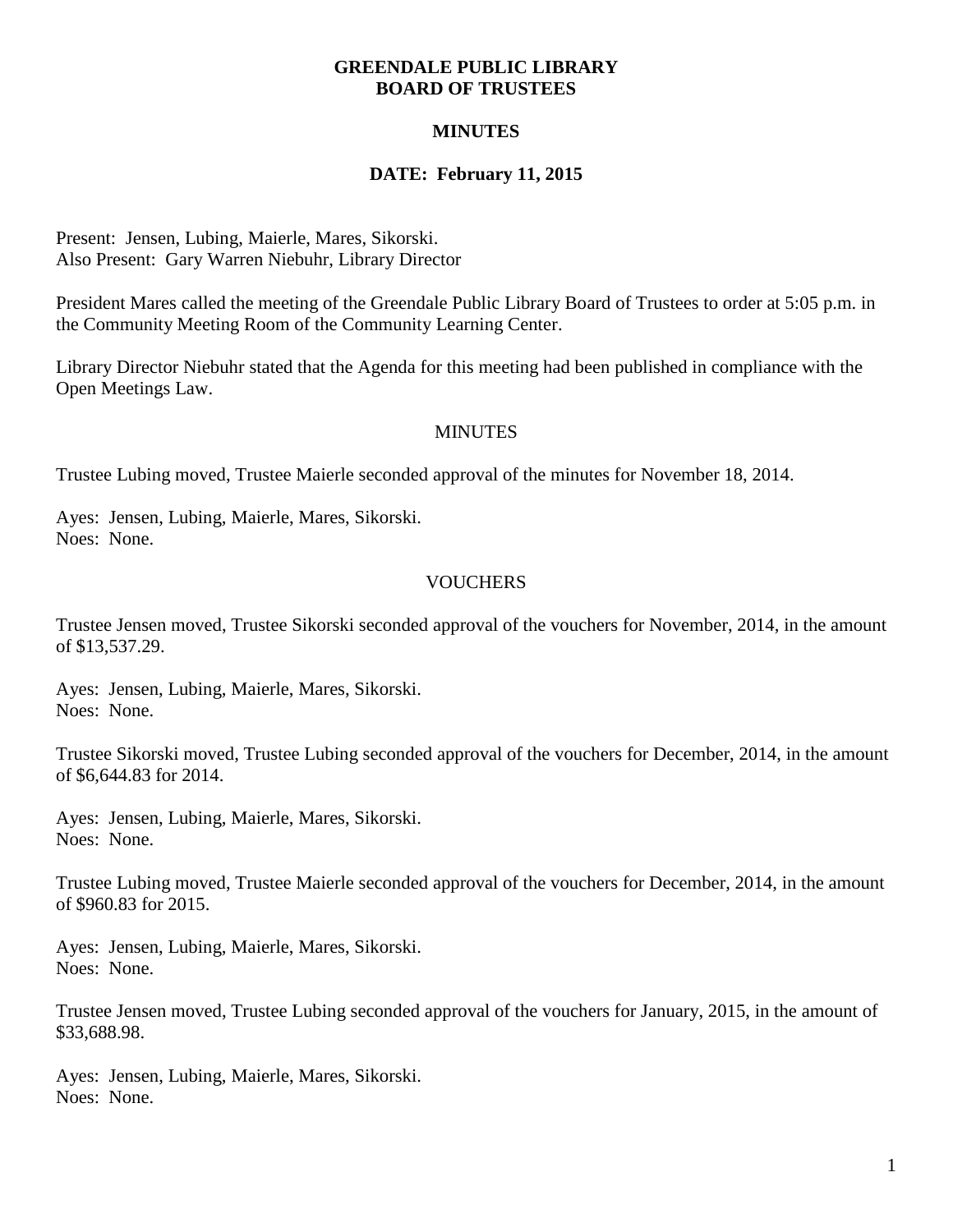# GREENDALE PUBLIC LIBRARY
# BOARD OF TRUSTEES

## MINUTES

## DATE: February 11, 2015

Present: Jensen, Lubing, Maierle, Mares, Sikorski.
Also Present: Gary Warren Niebuhr, Library Director

President Mares called the meeting of the Greendale Public Library Board of Trustees to order at 5:05 p.m. in the Community Meeting Room of the Community Learning Center.

Library Director Niebuhr stated that the Agenda for this meeting had been published in compliance with the Open Meetings Law.

### MINUTES

Trustee Lubing moved, Trustee Maierle seconded approval of the minutes for November 18, 2014.

Ayes: Jensen, Lubing, Maierle, Mares, Sikorski.
Noes: None.

### VOUCHERS

Trustee Jensen moved, Trustee Sikorski seconded approval of the vouchers for November, 2014, in the amount of $13,537.29.

Ayes: Jensen, Lubing, Maierle, Mares, Sikorski.
Noes: None.

Trustee Sikorski moved, Trustee Lubing seconded approval of the vouchers for December, 2014, in the amount of $6,644.83 for 2014.

Ayes: Jensen, Lubing, Maierle, Mares, Sikorski.
Noes: None.

Trustee Lubing moved, Trustee Maierle seconded approval of the vouchers for December, 2014, in the amount of $960.83 for 2015.

Ayes: Jensen, Lubing, Maierle, Mares, Sikorski.
Noes: None.

Trustee Jensen moved, Trustee Lubing seconded approval of the vouchers for January, 2015, in the amount of $33,688.98.

Ayes: Jensen, Lubing, Maierle, Mares, Sikorski.
Noes: None.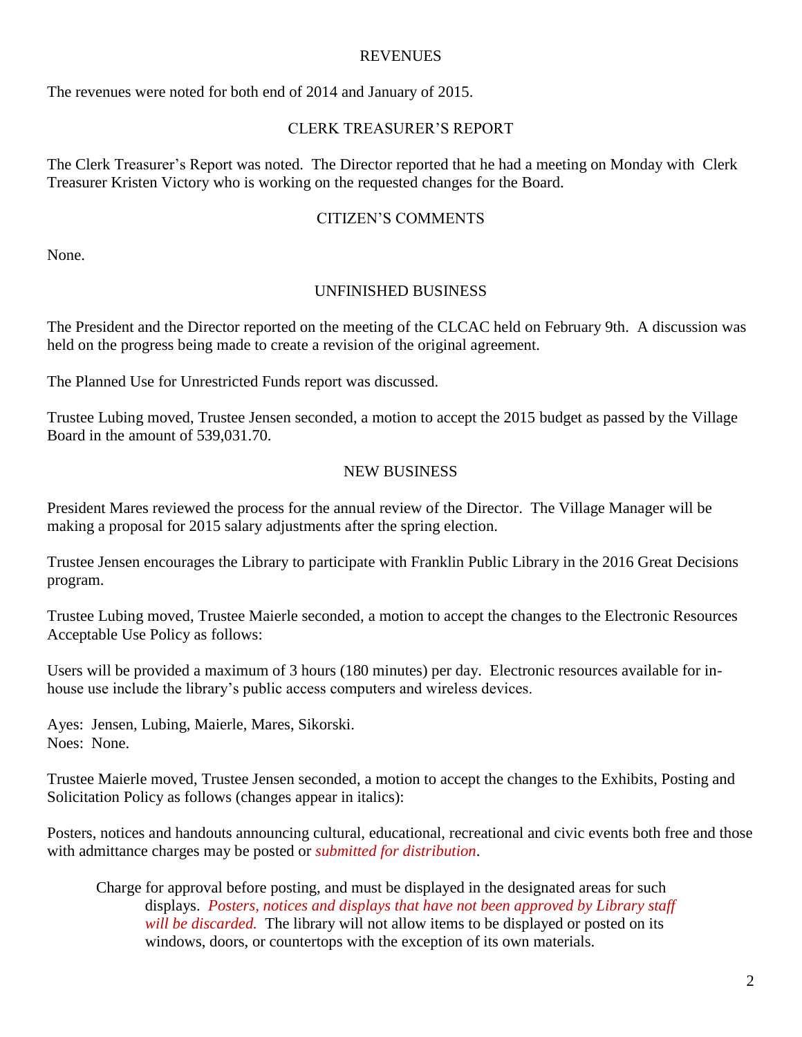## REVENUES

The revenues were noted for both end of 2014 and January of 2015.

## CLERK TREASURER'S REPORT

The Clerk Treasurer's Report was noted. The Director reported that he had a meeting on Monday with Clerk Treasurer Kristen Victory who is working on the requested changes for the Board.

## CITIZEN'S COMMENTS

None.

## UNFINISHED BUSINESS

The President and the Director reported on the meeting of the CLCAC held on February 9th. A discussion was held on the progress being made to create a revision of the original agreement.

The Planned Use for Unrestricted Funds report was discussed.

Trustee Lubing moved, Trustee Jensen seconded, a motion to accept the 2015 budget as passed by the Village Board in the amount of 539,031.70.

## NEW BUSINESS

President Mares reviewed the process for the annual review of the Director. The Village Manager will be making a proposal for 2015 salary adjustments after the spring election.

Trustee Jensen encourages the Library to participate with Franklin Public Library in the 2016 Great Decisions program.

Trustee Lubing moved, Trustee Maierle seconded, a motion to accept the changes to the Electronic Resources Acceptable Use Policy as follows:

Users will be provided a maximum of 3 hours (180 minutes) per day. Electronic resources available for in-house use include the library's public access computers and wireless devices.

Ayes: Jensen, Lubing, Maierle, Mares, Sikorski.
Noes: None.

Trustee Maierle moved, Trustee Jensen seconded, a motion to accept the changes to the Exhibits, Posting and Solicitation Policy as follows (changes appear in italics):

Posters, notices and handouts announcing cultural, educational, recreational and civic events both free and those with admittance charges may be posted or *submitted for distribution*.

> Charge for approval before posting, and must be displayed in the designated areas for such displays. *Posters, notices and displays that have not been approved by Library staff will be discarded.* The library will not allow items to be displayed or posted on its windows, doors, or countertops with the exception of its own materials.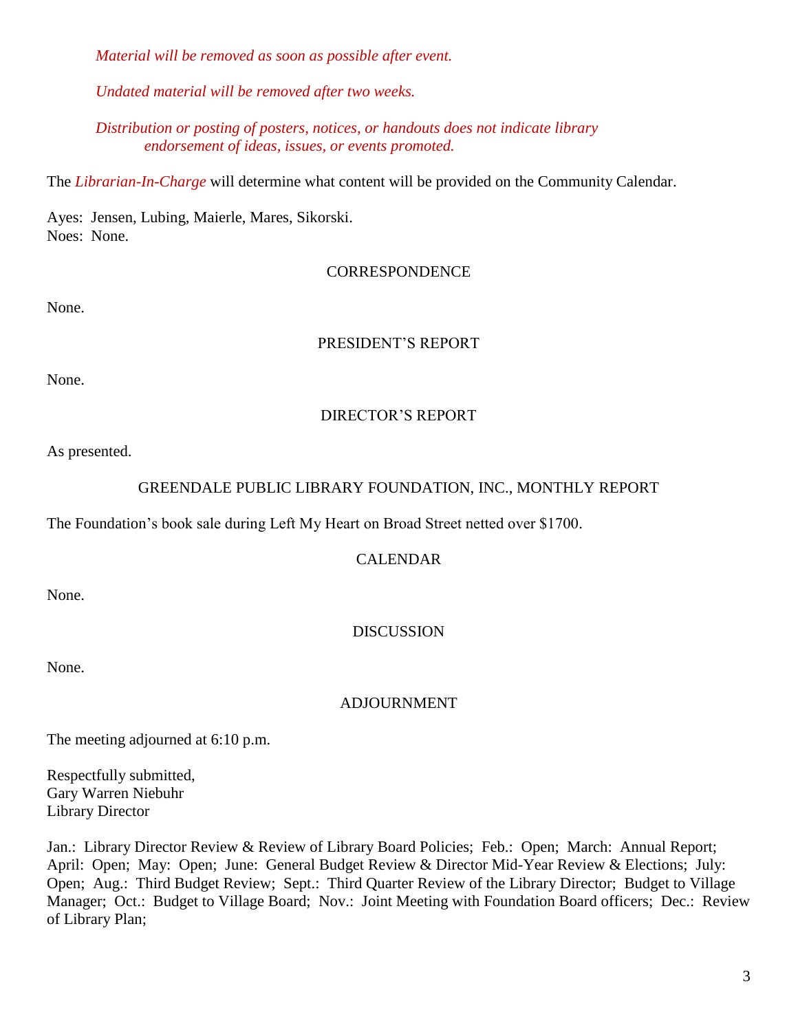*Material will be removed as soon as possible after event.*

*Undated material will be removed after two weeks.*

*Distribution or posting of posters, notices, or handouts does not indicate library endorsement of ideas, issues, or events promoted.*

The *Librarian-In-Charge* will determine what content will be provided on the Community Calendar.

Ayes: Jensen, Lubing, Maierle, Mares, Sikorski.
Noes: None.

## CORRESPONDENCE

None.

## PRESIDENT'S REPORT

None.

## DIRECTOR'S REPORT

As presented.

## GREENDALE PUBLIC LIBRARY FOUNDATION, INC., MONTHLY REPORT

The Foundation's book sale during Left My Heart on Broad Street netted over $1700.

## CALENDAR

None.

## DISCUSSION

None.

## ADJOURNMENT

The meeting adjourned at 6:10 p.m.

Respectfully submitted,
Gary Warren Niebuhr
Library Director

Jan.: Library Director Review & Review of Library Board Policies; Feb.: Open; March: Annual Report; April: Open; May: Open; June: General Budget Review & Director Mid-Year Review & Elections; July: Open; Aug.: Third Budget Review; Sept.: Third Quarter Review of the Library Director; Budget to Village Manager; Oct.: Budget to Village Board; Nov.: Joint Meeting with Foundation Board officers; Dec.: Review of Library Plan;